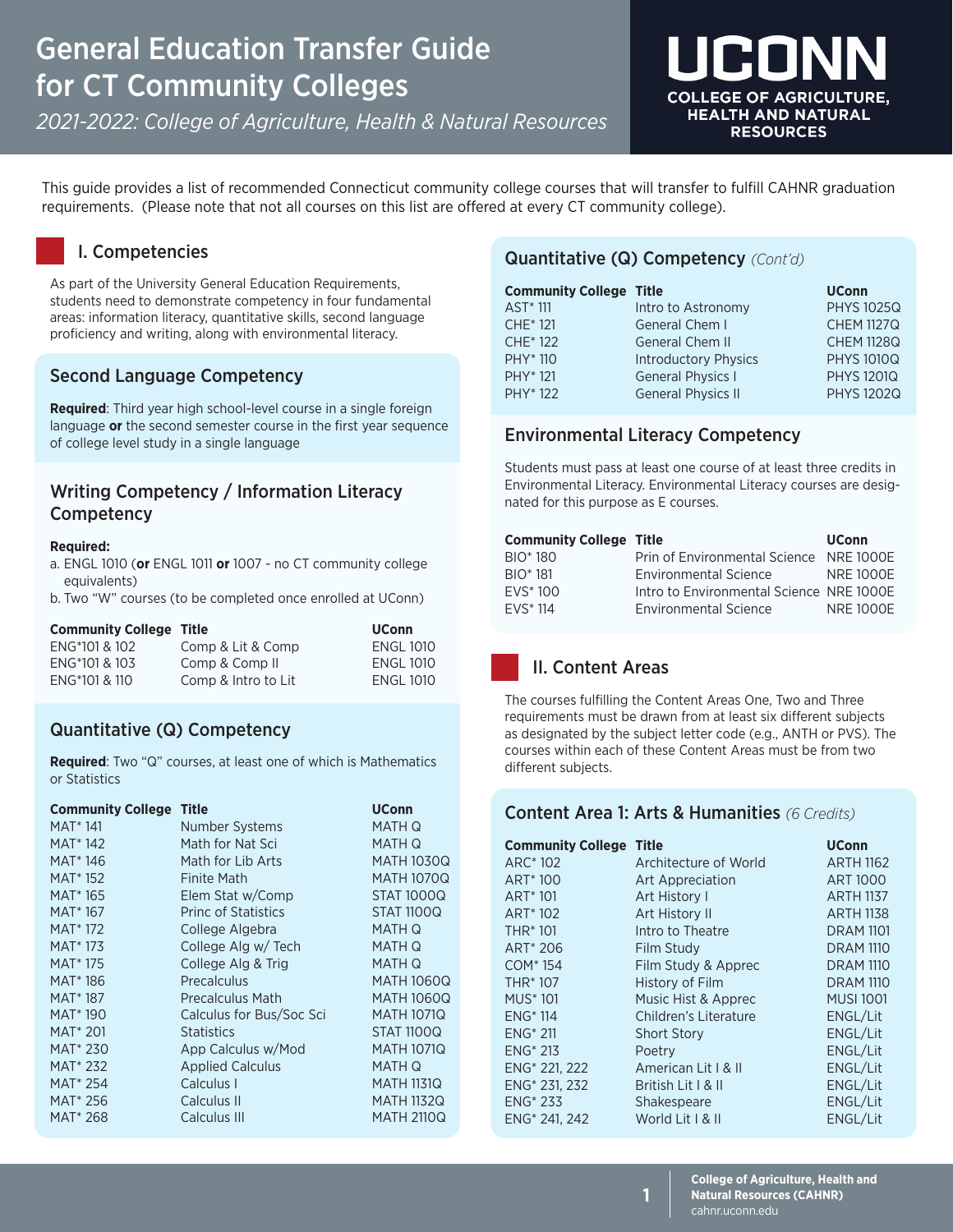// General Education Transfer Guide for CT Community Colleges

# General Education Transfer Guide for CT Community Colleges

*2021-2022: College of Agriculture, Health & Natural Resources*

UCONN COLLEGE OF AGRICULTURE, HEALTH AND NATURAL RESOURCES

This guide provides a list of recommended Connecticut community college courses that will transfer to fulfill CAHNR graduation requirements. (Please note that not all courses on this list are offered at every CT community college).

## I. Competencies

As part of the University General Education Requirements, students need to demonstrate competency in four fundamental areas: information literacy, quantitative skills, second language proficiency and writing, along with environmental literacy.

### Second Language Competency

**Required**: Third year high school-level course in a single foreign language **or** the second semester course in the first year sequence of college level study in a single language

### Writing Competency / Information Literacy Competency

**Required:**

a. ENGL 1010 (**or** ENGL 1011 **or** 1007 - no CT community college equivalents)

b. Two "W" courses (to be completed once enrolled at UConn)

| Community College | Title | UConn |
|---|---|---|
| ENG*101 & 102 | Comp & Lit & Comp | ENGL 1010 |
| ENG*101 & 103 | Comp & Comp II | ENGL 1010 |
| ENG*101 & 110 | Comp & Intro to Lit | ENGL 1010 |

### Quantitative (Q) Competency

**Required**: Two "Q" courses, at least one of which is Mathematics or Statistics

| Community College | Title | UConn |
|---|---|---|
| MAT* 141 | Number Systems | MATH Q |
| MAT* 142 | Math for Nat Sci | MATH Q |
| MAT* 146 | Math for Lib Arts | MATH 1030Q |
| MAT* 152 | Finite Math | MATH 1070Q |
| MAT* 165 | Elem Stat w/Comp | STAT 1000Q |
| MAT* 167 | Princ of Statistics | STAT 1100Q |
| MAT* 172 | College Algebra | MATH Q |
| MAT* 173 | College Alg w/ Tech | MATH Q |
| MAT* 175 | College Alg & Trig | MATH Q |
| MAT* 186 | Precalculus | MATH 1060Q |
| MAT* 187 | Precalculus Math | MATH 1060Q |
| MAT* 190 | Calculus for Bus/Soc Sci | MATH 1071Q |
| MAT* 201 | Statistics | STAT 1100Q |
| MAT* 230 | App Calculus w/Mod | MATH 1071Q |
| MAT* 232 | Applied Calculus | MATH Q |
| MAT* 254 | Calculus I | MATH 1131Q |
| MAT* 256 | Calculus II | MATH 1132Q |
| MAT* 268 | Calculus III | MATH 2110Q |

### Quantitative (Q) Competency *(Cont'd)*

| Community College | Title | UConn |
|---|---|---|
| AST* 111 | Intro to Astronomy | PHYS 1025Q |
| CHE* 121 | General Chem I | CHEM 1127Q |
| CHE* 122 | General Chem II | CHEM 1128Q |
| PHY* 110 | Introductory Physics | PHYS 1010Q |
| PHY* 121 | General Physics I | PHYS 1201Q |
| PHY* 122 | General Physics II | PHYS 1202Q |

### Environmental Literacy Competency

Students must pass at least one course of at least three credits in Environmental Literacy. Environmental Literacy courses are designated for this purpose as E courses.

| Community College | Title | UConn |
|---|---|---|
| BIO* 180 | Prin of Environmental Science | NRE 1000E |
| BIO* 181 | Environmental Science | NRE 1000E |
| EVS* 100 | Intro to Environmental Science | NRE 1000E |
| EVS* 114 | Environmental Science | NRE 1000E |

## II. Content Areas

The courses fulfilling the Content Areas One, Two and Three requirements must be drawn from at least six different subjects as designated by the subject letter code (e.g., ANTH or PVS). The courses within each of these Content Areas must be from two different subjects.

### Content Area 1: Arts & Humanities *(6 Credits)*

| Community College | Title | UConn |
|---|---|---|
| ARC* 102 | Architecture of World | ARTH 1162 |
| ART* 100 | Art Appreciation | ART 1000 |
| ART* 101 | Art History I | ARTH 1137 |
| ART* 102 | Art History II | ARTH 1138 |
| THR* 101 | Intro to Theatre | DRAM 1101 |
| ART* 206 | Film Study | DRAM 1110 |
| COM* 154 | Film Study & Apprec | DRAM 1110 |
| THR* 107 | History of Film | DRAM 1110 |
| MUS* 101 | Music Hist & Apprec | MUSI 1001 |
| ENG* 114 | Children's Literature | ENGL/Lit |
| ENG* 211 | Short Story | ENGL/Lit |
| ENG* 213 | Poetry | ENGL/Lit |
| ENG* 221, 222 | American Lit I & II | ENGL/Lit |
| ENG* 231, 232 | British Lit I & II | ENGL/Lit |
| ENG* 233 | Shakespeare | ENGL/Lit |
| ENG* 241, 242 | World Lit I & II | ENGL/Lit |

College of Agriculture, Health and Natural Resources (CAHNR)
cahnr.uconn.edu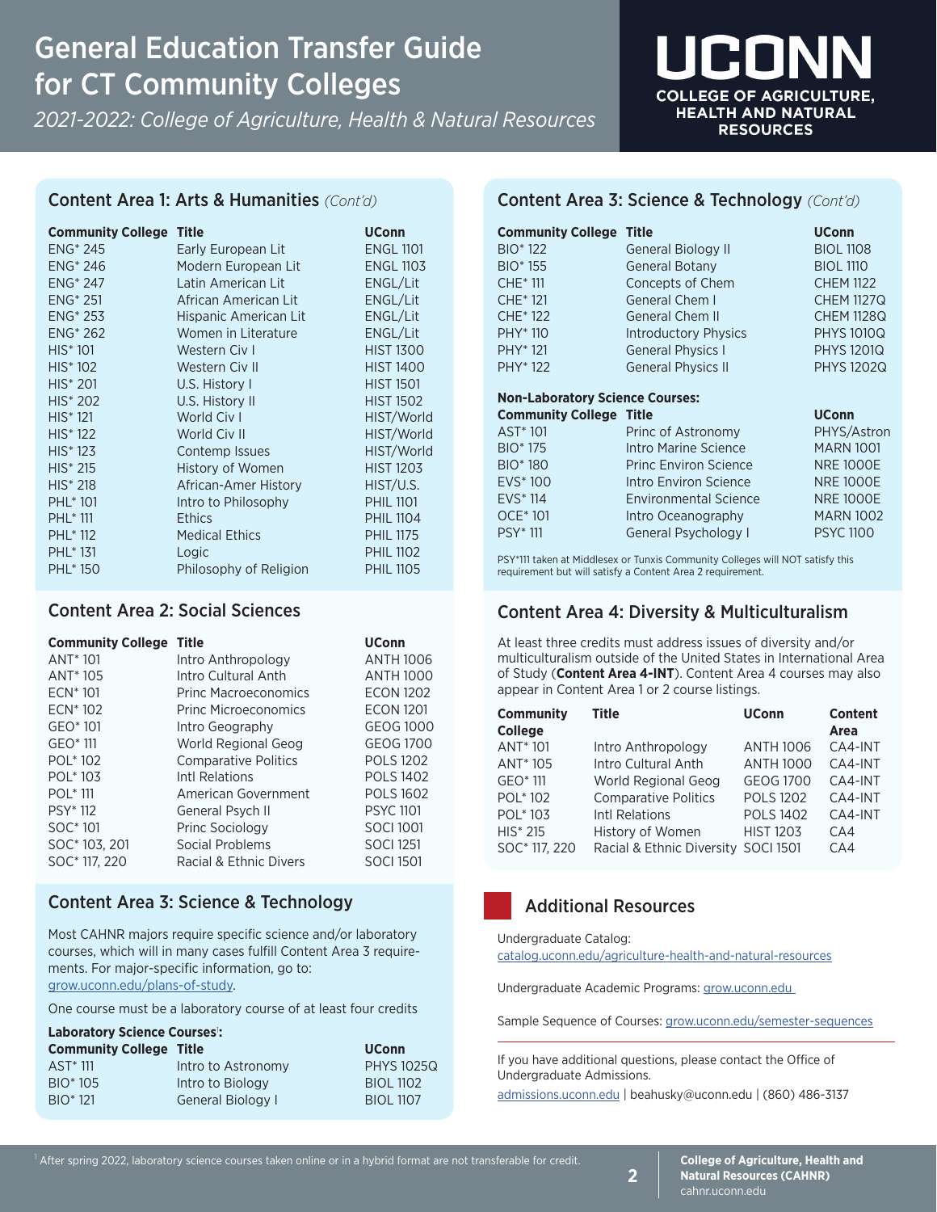# General Education Transfer Guide for CT Community Colleges

*2021-2022: College of Agriculture, Health & Natural Resources*

UCONN COLLEGE OF AGRICULTURE, HEALTH AND NATURAL RESOURCES

## Content Area 1: Arts & Humanities *(Cont'd)*

| Community College | Title | UConn |
|---|---|---|
| ENG* 245 | Early European Lit | ENGL 1101 |
| ENG* 246 | Modern European Lit | ENGL 1103 |
| ENG* 247 | Latin American Lit | ENGL/Lit |
| ENG* 251 | African American Lit | ENGL/Lit |
| ENG* 253 | Hispanic American Lit | ENGL/Lit |
| ENG* 262 | Women in Literature | ENGL/Lit |
| HIS* 101 | Western Civ I | HIST 1300 |
| HIS* 102 | Western Civ II | HIST 1400 |
| HIS* 201 | U.S. History I | HIST 1501 |
| HIS* 202 | U.S. History II | HIST 1502 |
| HIS* 121 | World Civ I | HIST/World |
| HIS* 122 | World Civ II | HIST/World |
| HIS* 123 | Contemp Issues | HIST/World |
| HIS* 215 | History of Women | HIST 1203 |
| HIS* 218 | African-Amer History | HIST/U.S. |
| PHL* 101 | Intro to Philosophy | PHIL 1101 |
| PHL* 111 | Ethics | PHIL 1104 |
| PHL* 112 | Medical Ethics | PHIL 1175 |
| PHL* 131 | Logic | PHIL 1102 |
| PHL* 150 | Philosophy of Religion | PHIL 1105 |

## Content Area 2: Social Sciences

| Community College | Title | UConn |
|---|---|---|
| ANT* 101 | Intro Anthropology | ANTH 1006 |
| ANT* 105 | Intro Cultural Anth | ANTH 1000 |
| ECN* 101 | Princ Macroeconomics | ECON 1202 |
| ECN* 102 | Princ Microeconomics | ECON 1201 |
| GEO* 101 | Intro Geography | GEOG 1000 |
| GEO* 111 | World Regional Geog | GEOG 1700 |
| POL* 102 | Comparative Politics | POLS 1202 |
| POL* 103 | Intl Relations | POLS 1402 |
| POL* 111 | American Government | POLS 1602 |
| PSY* 112 | General Psych II | PSYC 1101 |
| SOC* 101 | Princ Sociology | SOCI 1001 |
| SOC* 103, 201 | Social Problems | SOCI 1251 |
| SOC* 117, 220 | Racial & Ethnic Divers | SOCI 1501 |

## Content Area 3: Science & Technology

Most CAHNR majors require specific science and/or laboratory courses, which will in many cases fulfill Content Area 3 requirements. For major-specific information, go to: grow.uconn.edu/plans-of-study.

One course must be a laboratory course of at least four credits

**Laboratory Science Courses[1]:**

| Community College | Title | UConn |
|---|---|---|
| AST* 111 | Intro to Astronomy | PHYS 1025Q |
| BIO* 105 | Intro to Biology | BIOL 1102 |
| BIO* 121 | General Biology I | BIOL 1107 |
| BIO* 122 | General Biology II | BIOL 1108 |
| BIO* 155 | General Botany | BIOL 1110 |
| CHE* 111 | Concepts of Chem | CHEM 1122 |
| CHE* 121 | General Chem I | CHEM 1127Q |
| CHE* 122 | General Chem II | CHEM 1128Q |
| PHY* 110 | Introductory Physics | PHYS 1010Q |
| PHY* 121 | General Physics I | PHYS 1201Q |
| PHY* 122 | General Physics II | PHYS 1202Q |

**Non-Laboratory Science Courses:**

| Community College | Title | UConn |
|---|---|---|
| AST* 101 | Princ of Astronomy | PHYS/Astron |
| BIO* 175 | Intro Marine Science | MARN 1001 |
| BIO* 180 | Princ Environ Science | NRE 1000E |
| EVS* 100 | Intro Environ Science | NRE 1000E |
| EVS* 114 | Environmental Science | NRE 1000E |
| OCE* 101 | Intro Oceanography | MARN 1002 |
| PSY* 111 | General Psychology I | PSYC 1100 |

PSY*111 taken at Middlesex or Tunxis Community Colleges will NOT satisfy this requirement but will satisfy a Content Area 2 requirement.

## Content Area 4: Diversity & Multiculturalism

At least three credits must address issues of diversity and/or multiculturalism outside of the United States in International Area of Study (**Content Area 4-INT**). Content Area 4 courses may also appear in Content Area 1 or 2 course listings.

| Community College | Title | UConn | Content Area |
|---|---|---|---|
| ANT* 101 | Intro Anthropology | ANTH 1006 | CA4-INT |
| ANT* 105 | Intro Cultural Anth | ANTH 1000 | CA4-INT |
| GEO* 111 | World Regional Geog | GEOG 1700 | CA4-INT |
| POL* 102 | Comparative Politics | POLS 1202 | CA4-INT |
| POL* 103 | Intl Relations | POLS 1402 | CA4-INT |
| HIS* 215 | History of Women | HIST 1203 | CA4 |
| SOC* 117, 220 | Racial & Ethnic Diversity | SOCI 1501 | CA4 |

## Additional Resources

Undergraduate Catalog:
catalog.uconn.edu/agriculture-health-and-natural-resources

Undergraduate Academic Programs: grow.uconn.edu

Sample Sequence of Courses: grow.uconn.edu/semester-sequences

If you have additional questions, please contact the Office of Undergraduate Admissions.

admissions.uconn.edu | beahusky@uconn.edu | (860) 486-3137

[1] After spring 2022, laboratory science courses taken online or in a hybrid format are not transferable for credit.

**College of Agriculture, Health and Natural Resources (CAHNR)**
cahnr.uconn.edu